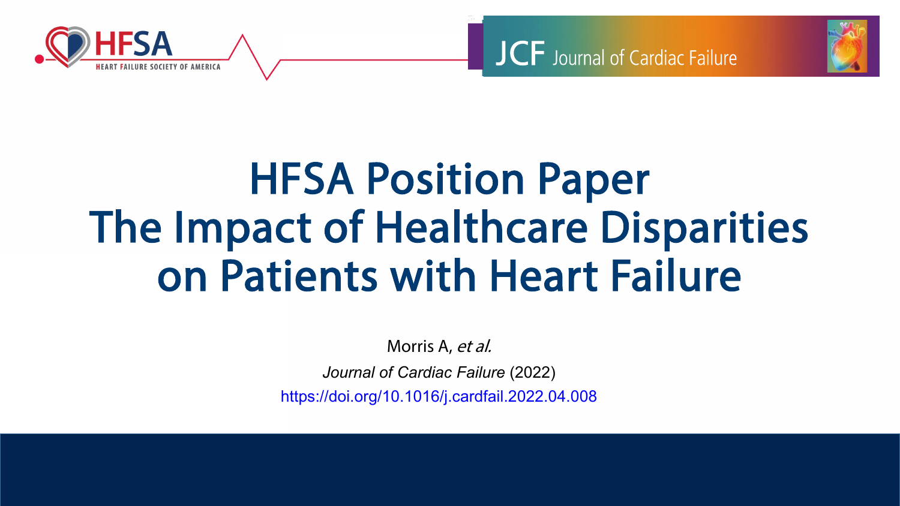HFSA — Heart Failure Society of America

JCF Journal of Cardiac Failure

# HFSA Position Paper
# The Impact of Healthcare Disparities on Patients with Heart Failure

Morris A, *et al.*

*Journal of Cardiac Failure* (2022)

https://doi.org/10.1016/j.cardfail.2022.04.008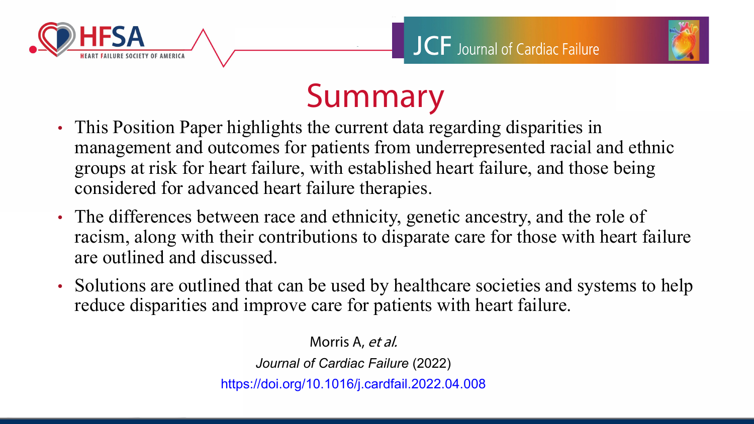# Summary

- This Position Paper highlights the current data regarding disparities in management and outcomes for patients from underrepresented racial and ethnic groups at risk for heart failure, with established heart failure, and those being considered for advanced heart failure therapies.
- The differences between race and ethnicity, genetic ancestry, and the role of racism, along with their contributions to disparate care for those with heart failure are outlined and discussed.
- Solutions are outlined that can be used by healthcare societies and systems to help reduce disparities and improve care for patients with heart failure.

Morris A, *et al.*

*Journal of Cardiac Failure* (2022)

https://doi.org/10.1016/j.cardfail.2022.04.008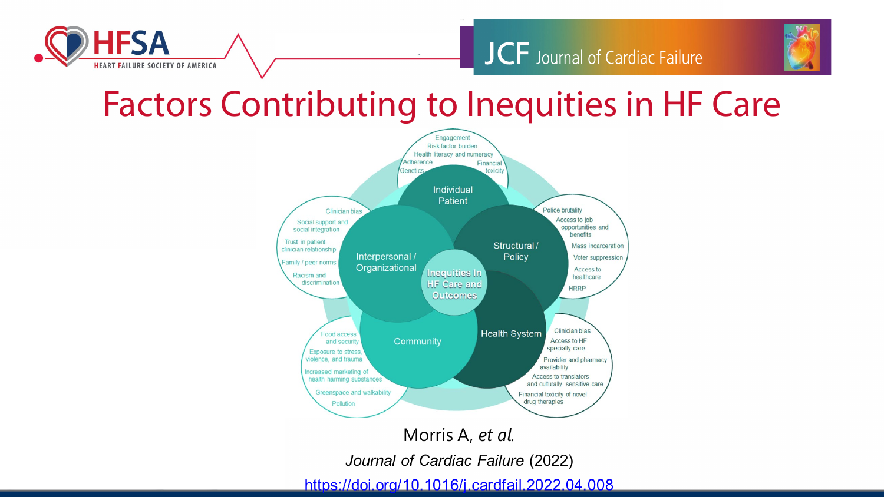# Factors Contributing to Inequities in HF Care

**Inequities in HF Care and Outcomes**

**Individual Patient**
- Engagement
- Risk factor burden
- Health literacy and numeracy
- Adherence
- Financial toxicity
- Genetics

**Structural / Policy**
- Police brutality
- Access to job opportunities and benefits
- Mass incarceration
- Voter suppression
- Access to healthcare
- HRRP

**Health System**
- Clinician bias
- Access to HF specialty care
- Provider and pharmacy availability
- Access to translators and culturally sensitive care
- Financial toxicity of novel drug therapies

**Community**
- Food access and security
- Exposure to stress, violence, and trauma
- Increased marketing of health harming substances
- Greenspace and walkability
- Pollution

**Interpersonal / Organizational**
- Clinician bias
- Social support and social integration
- Trust in patient-clinician relationship
- Family / peer norms
- Racism and discrimination

Morris A, *et al.*

*Journal of Cardiac Failure* (2022)

https://doi.org/10.1016/j.cardfail.2022.04.008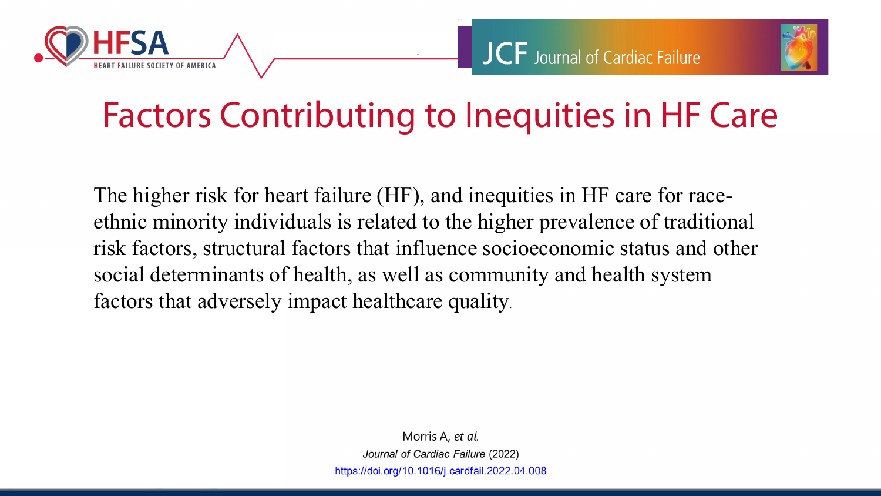# Factors Contributing to Inequities in HF Care

The higher risk for heart failure (HF), and inequities in HF care for race-ethnic minority individuals is related to the higher prevalence of traditional risk factors, structural factors that influence socioeconomic status and other social determinants of health, as well as community and health system factors that adversely impact healthcare quality.

Morris A, *et al.*
*Journal of Cardiac Failure* (2022)
https://doi.org/10.1016/j.cardfail.2022.04.008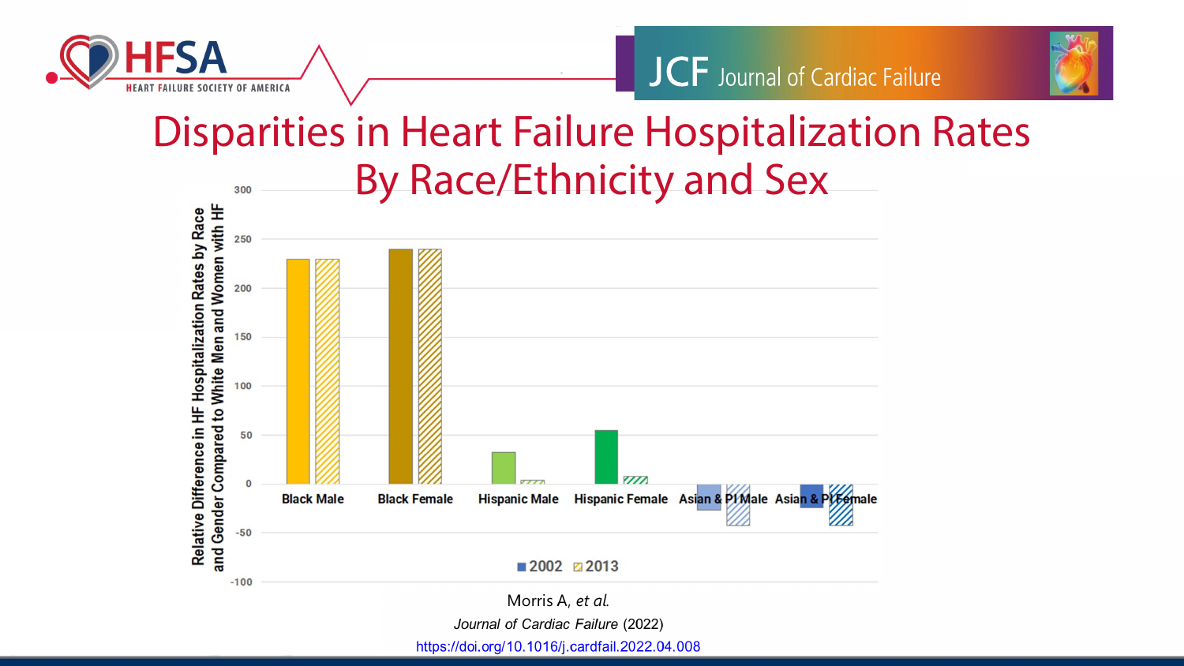# Disparities in Heart Failure Hospitalization Rates By Race/Ethnicity and Sex

Relative Difference in HF Hospitalization Rates by Race and Gender Compared to White Men and Women with HF

| | 2002 | 2013 |
|---|---|---|
| Black Male | ~230 | ~230 |
| Black Female | ~240 | ~240 |
| Hispanic Male | ~32 | ~3 |
| Hispanic Female | ~55 | ~8 |
| Asian & PI Male | ~-27 | ~-42 |
| Asian & PI Female | ~-25 | ~-42 |

Morris A, *et al.*
*Journal of Cardiac Failure* (2022)
https://doi.org/10.1016/j.cardfail.2022.04.008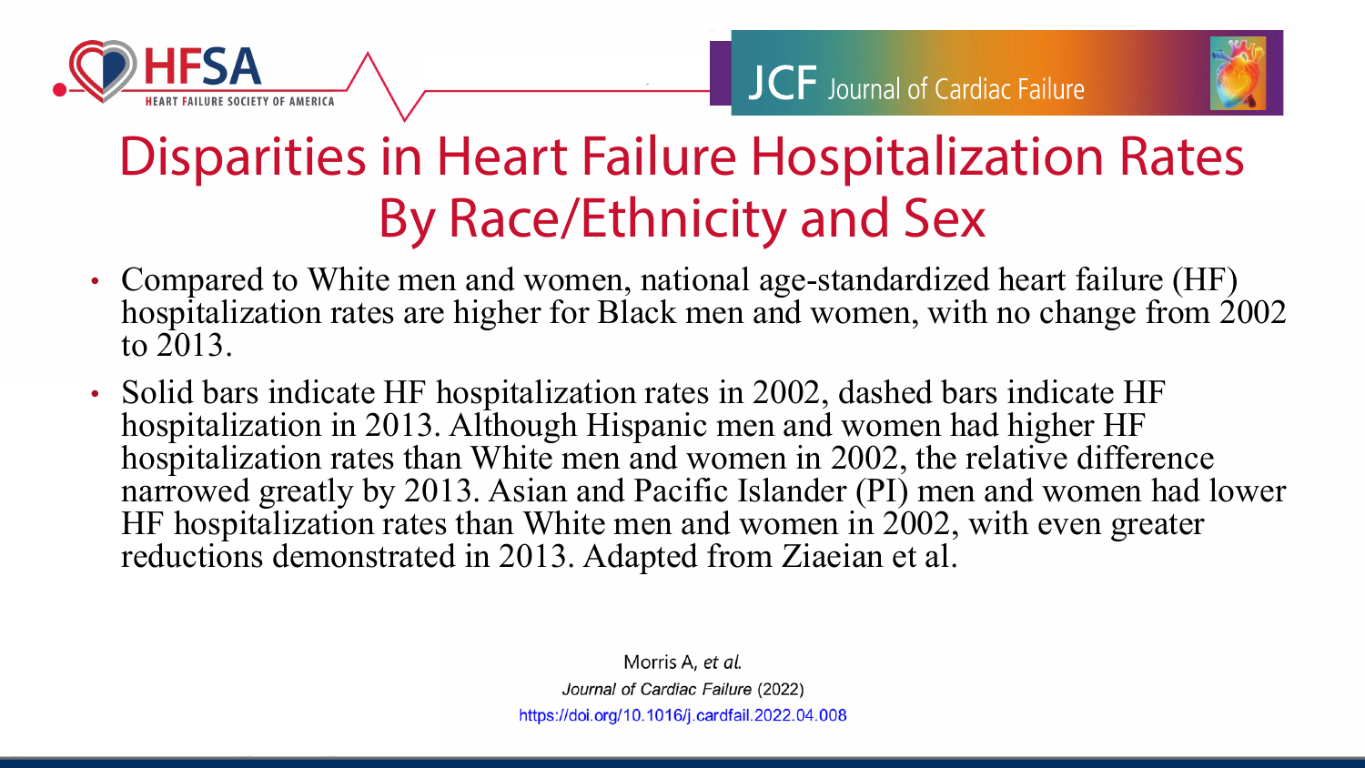# Disparities in Heart Failure Hospitalization Rates By Race/Ethnicity and Sex

- Compared to White men and women, national age-standardized heart failure (HF) hospitalization rates are higher for Black men and women, with no change from 2002 to 2013.
- Solid bars indicate HF hospitalization rates in 2002, dashed bars indicate HF hospitalization in 2013. Although Hispanic men and women had higher HF hospitalization rates than White men and women in 2002, the relative difference narrowed greatly by 2013. Asian and Pacific Islander (PI) men and women had lower HF hospitalization rates than White men and women in 2002, with even greater reductions demonstrated in 2013. Adapted from Ziaeian et al.

Morris A, *et al.*
*Journal of Cardiac Failure* (2022)
https://doi.org/10.1016/j.cardfail.2022.04.008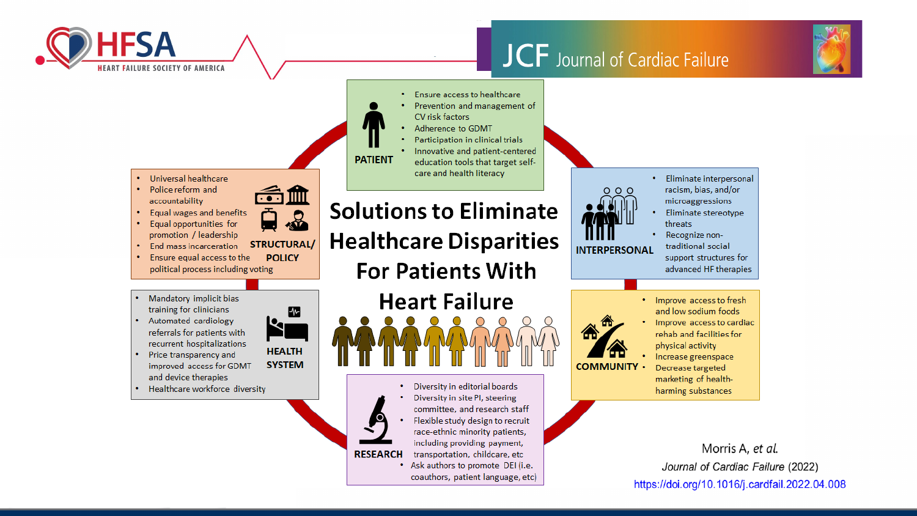HFSA — HEART FAILURE SOCIETY OF AMERICA

JCF Journal of Cardiac Failure

# Solutions to Eliminate Healthcare Disparities For Patients With Heart Failure

**PATIENT**

- Ensure access to healthcare
- Prevention and management of CV risk factors
- Adherence to GDMT
- Participation in clinical trials
- Innovative and patient-centered education tools that target self-care and health literacy

**INTERPERSONAL**

- Eliminate interpersonal racism, bias, and/or microaggressions
- Eliminate stereotype threats
- Recognize non-traditional social support structures for advanced HF therapies

**COMMUNITY**

- Improve access to fresh and low sodium foods
- Improve access to cardiac rehab and facilities for physical activity
- Increase greenspace
- Decrease targeted marketing of health-harming substances

**RESEARCH**

- Diversity in editorial boards
- Diversity in site PI, steering committee, and research staff
- Flexible study design to recruit race-ethnic minority patients, including providing payment, transportation, childcare, etc
- Ask authors to promote DEI (i.e. coauthors, patient language, etc)

**HEALTH SYSTEM**

- Mandatory implicit bias training for clinicians
- Automated cardiology referrals for patients with recurrent hospitalizations
- Price transparency and improved access for GDMT and device therapies
- Healthcare workforce diversity

**STRUCTURAL/ POLICY**

- Universal healthcare
- Police reform and accountability
- Equal wages and benefits
- Equal opportunities for promotion / leadership
- End mass incarceration
- Ensure equal access to the political process including voting

Morris A, *et al.*
*Journal of Cardiac Failure* (2022)
https://doi.org/10.1016/j.cardfail.2022.04.008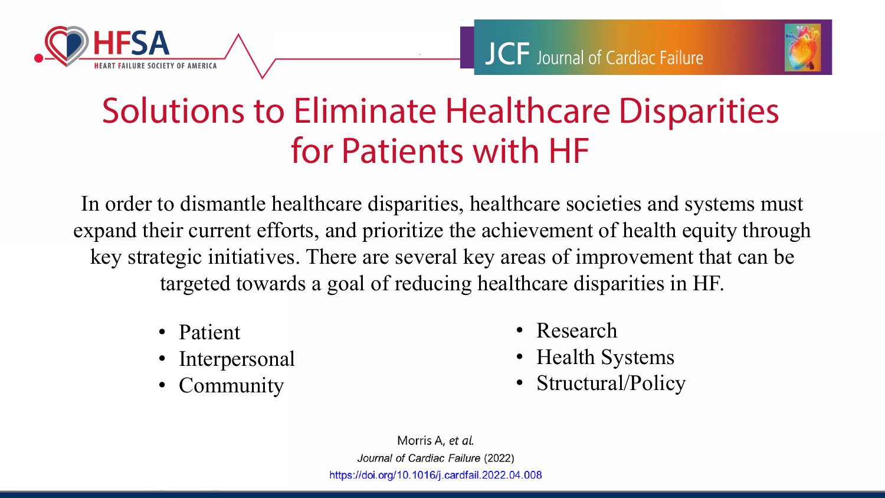# Solutions to Eliminate Healthcare Disparities for Patients with HF

In order to dismantle healthcare disparities, healthcare societies and systems must expand their current efforts, and prioritize the achievement of health equity through key strategic initiatives. There are several key areas of improvement that can be targeted towards a goal of reducing healthcare disparities in HF.

- Patient
- Interpersonal
- Community
- Research
- Health Systems
- Structural/Policy

Morris A, *et al.*
*Journal of Cardiac Failure* (2022)
https://doi.org/10.1016/j.cardfail.2022.04.008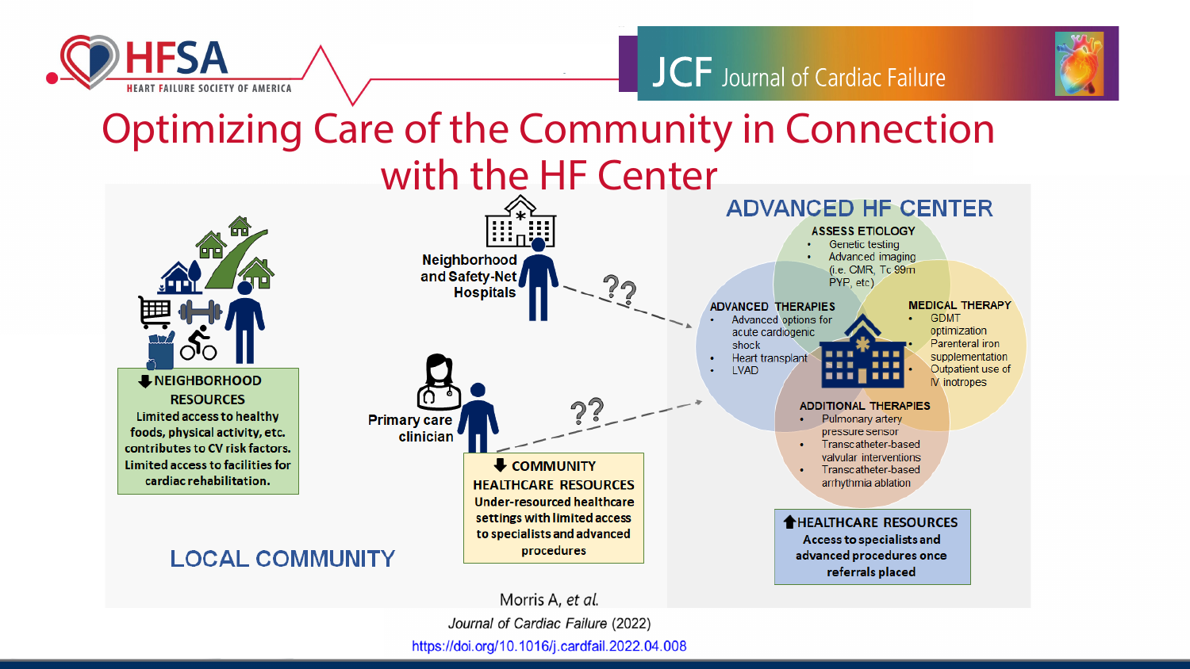# Optimizing Care of the Community in Connection with the HF Center

## LOCAL COMMUNITY

Neighborhood and Safety-Net Hospitals ??

Primary care clinician ??

**⬇NEIGHBORHOOD RESOURCES**
Limited access to healthy foods, physical activity, etc. contributes to CV risk factors. Limited access to facilities for cardiac rehabilitation.

**⬇COMMUNITY HEALTHCARE RESOURCES**
Under-resourced healthcare settings with limited access to specialists and advanced procedures

## ADVANCED HF CENTER

**ASSESS ETIOLOGY**
- Genetic testing
- Advanced imaging (i.e. CMR, Tc 99m PYP, etc)

**ADVANCED THERAPIES**
- Advanced options for acute cardiogenic shock
- Heart transplant
- LVAD

**MEDICAL THERAPY**
- GDMT optimization
- Parenteral iron supplementation
- Outpatient use of IV inotropes

**ADDITIONAL THERAPIES**
- Pulmonary artery pressure sensor
- Transcatheter-based valvular interventions
- Transcatheter-based arrhythmia ablation

**⬆HEALTHCARE RESOURCES**
Access to specialists and advanced procedures once referrals placed

Morris A, *et al.*
*Journal of Cardiac Failure* (2022)
https://doi.org/10.1016/j.cardfail.2022.04.008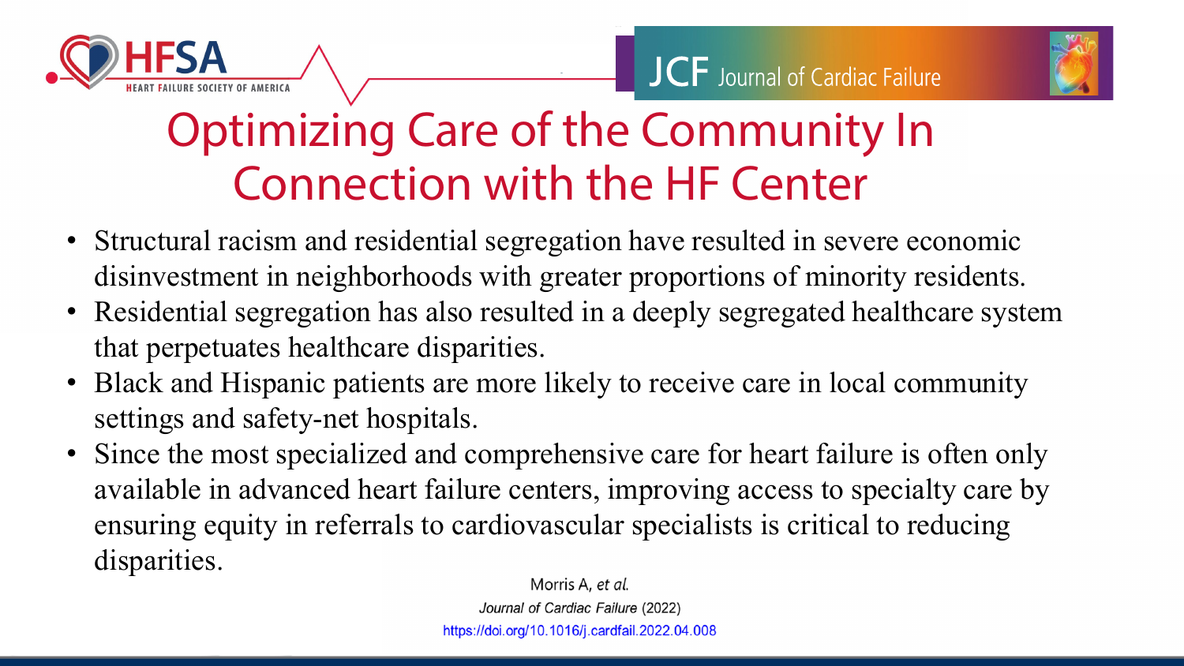# Optimizing Care of the Community In Connection with the HF Center

- Structural racism and residential segregation have resulted in severe economic disinvestment in neighborhoods with greater proportions of minority residents.
- Residential segregation has also resulted in a deeply segregated healthcare system that perpetuates healthcare disparities.
- Black and Hispanic patients are more likely to receive care in local community settings and safety-net hospitals.
- Since the most specialized and comprehensive care for heart failure is often only available in advanced heart failure centers, improving access to specialty care by ensuring equity in referrals to cardiovascular specialists is critical to reducing disparities.

Morris A, *et al.*

*Journal of Cardiac Failure* (2022)

https://doi.org/10.1016/j.cardfail.2022.04.008